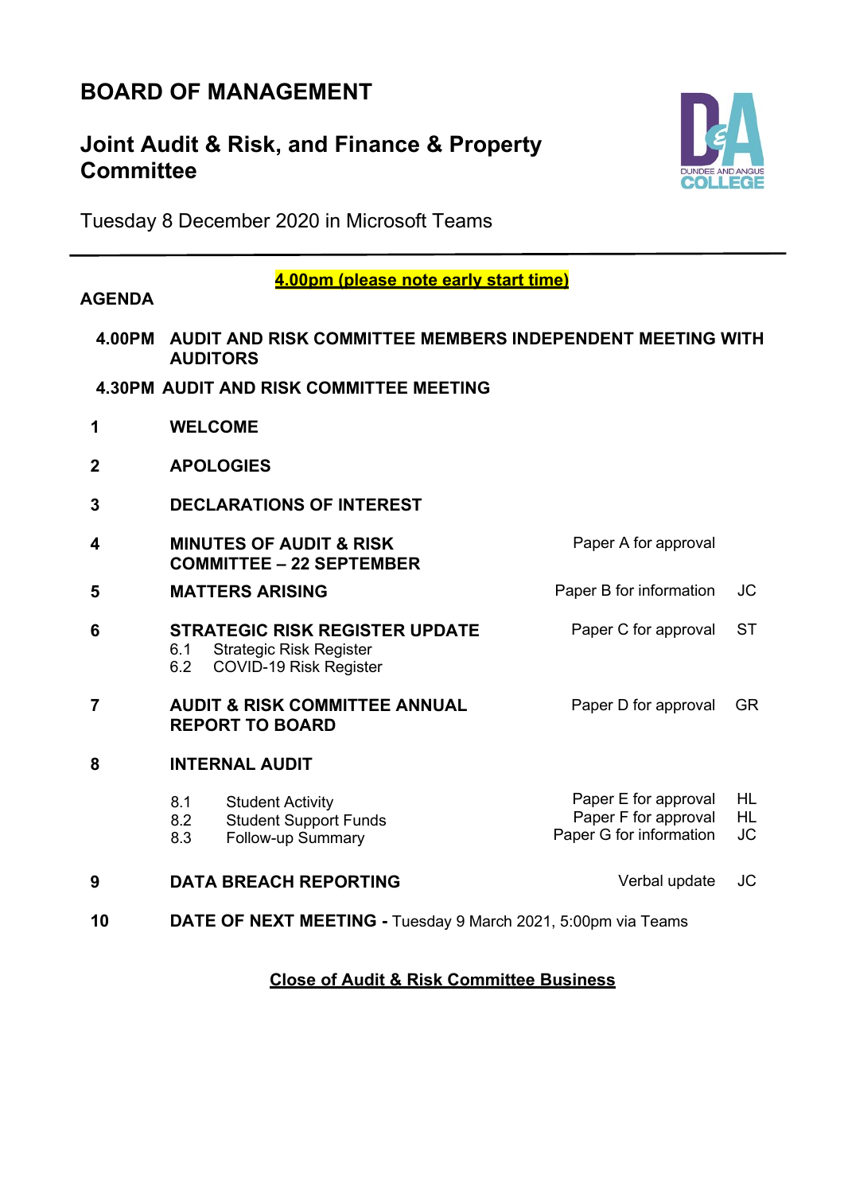# BOARD OF MANAGEMENT

## Joint Audit & Risk, and Finance & Property Committee

Tuesday 8 December 2020 in Microsoft Teams

**4.00pm (please note early start time)**

**AGENDA**

**4.00PM AUDIT AND RISK COMMITTEE MEMBERS INDEPENDENT MEETING WITH AUDITORS**

**4.30PM AUDIT AND RISK COMMITTEE MEETING**

| | | | |
|---|---|---|---|
| **1** | **WELCOME** | | |
| **2** | **APOLOGIES** | | |
| **3** | **DECLARATIONS OF INTEREST** | | |
| **4** | **MINUTES OF AUDIT & RISK COMMITTEE – 22 SEPTEMBER** | Paper A for approval | |
| **5** | **MATTERS ARISING** | Paper B for information | JC |
| **6** | **STRATEGIC RISK REGISTER UPDATE** | Paper C for approval | ST |
| | 6.1 Strategic Risk Register | | |
| | 6.2 COVID-19 Risk Register | | |
| **7** | **AUDIT & RISK COMMITTEE ANNUAL REPORT TO BOARD** | Paper D for approval | GR |
| **8** | **INTERNAL AUDIT** | | |
| | 8.1 Student Activity | Paper E for approval | HL |
| | 8.2 Student Support Funds | Paper F for approval | HL |
| | 8.3 Follow-up Summary | Paper G for information | JC |
| **9** | **DATA BREACH REPORTING** | Verbal update | JC |
| **10** | **DATE OF NEXT MEETING -** Tuesday 9 March 2021, 5:00pm via Teams | | |

**Close of Audit & Risk Committee Business**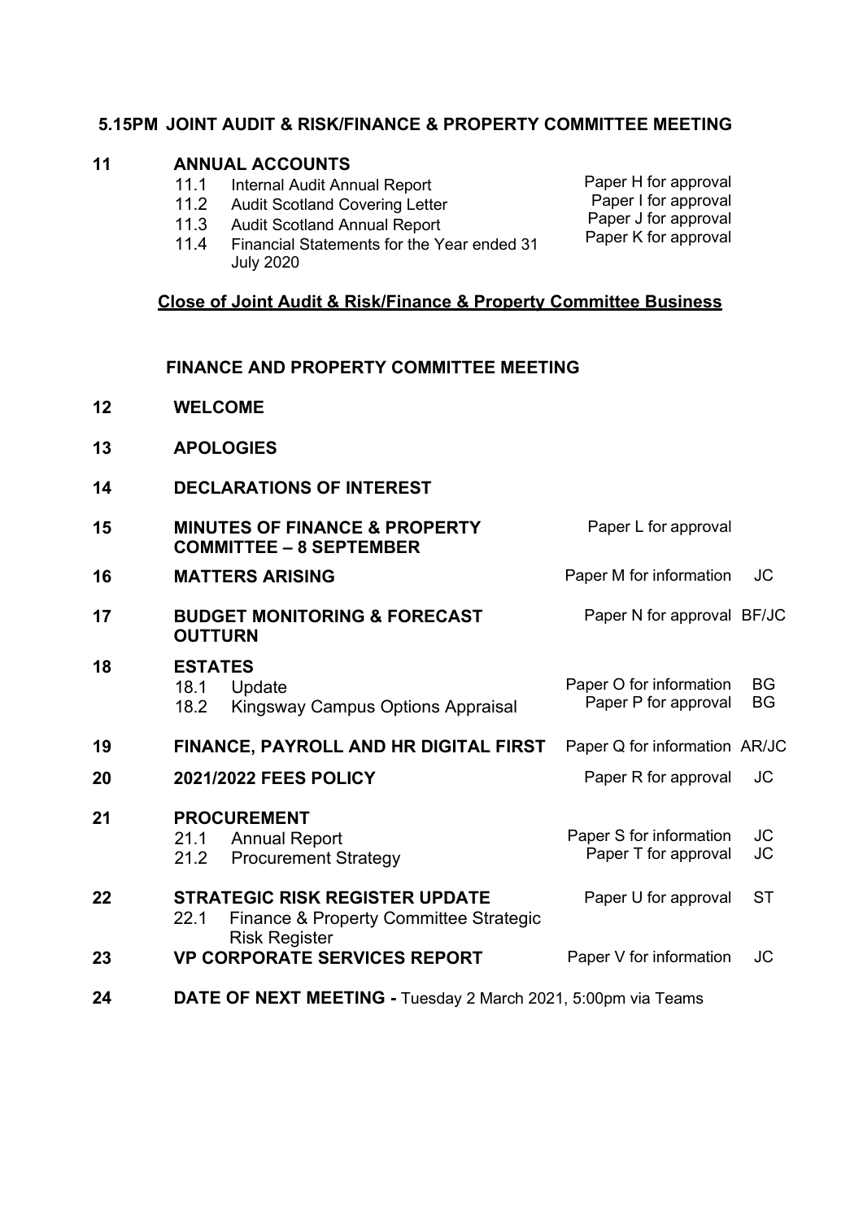## 5.15PM JOINT AUDIT & RISK/FINANCE & PROPERTY COMMITTEE MEETING

| | | | |
|---|---|---|---|
| **11** | **ANNUAL ACCOUNTS** | | |
| | 11.1 Internal Audit Annual Report | Paper H for approval | |
| | 11.2 Audit Scotland Covering Letter | Paper I for approval | |
| | 11.3 Audit Scotland Annual Report | Paper J for approval | |
| | 11.4 Financial Statements for the Year ended 31 July 2020 | Paper K for approval | |

**Close of Joint Audit & Risk/Finance & Property Committee Business**

## FINANCE AND PROPERTY COMMITTEE MEETING

| | | | |
|---|---|---|---|
| **12** | **WELCOME** | | |
| **13** | **APOLOGIES** | | |
| **14** | **DECLARATIONS OF INTEREST** | | |
| **15** | **MINUTES OF FINANCE & PROPERTY COMMITTEE – 8 SEPTEMBER** | Paper L for approval | |
| **16** | **MATTERS ARISING** | Paper M for information | JC |
| **17** | **BUDGET MONITORING & FORECAST OUTTURN** | Paper N for approval | BF/JC |
| **18** | **ESTATES** | | |
| | 18.1 Update | Paper O for information | BG |
| | 18.2 Kingsway Campus Options Appraisal | Paper P for approval | BG |
| **19** | **FINANCE, PAYROLL AND HR DIGITAL FIRST** | Paper Q for information | AR/JC |
| **20** | **2021/2022 FEES POLICY** | Paper R for approval | JC |
| **21** | **PROCUREMENT** | | |
| | 21.1 Annual Report | Paper S for information | JC |
| | 21.2 Procurement Strategy | Paper T for approval | JC |
| **22** | **STRATEGIC RISK REGISTER UPDATE** | Paper U for approval | ST |
| | 22.1 Finance & Property Committee Strategic Risk Register | | |
| **23** | **VP CORPORATE SERVICES REPORT** | Paper V for information | JC |

**24** **DATE OF NEXT MEETING -** Tuesday 2 March 2021, 5:00pm via Teams